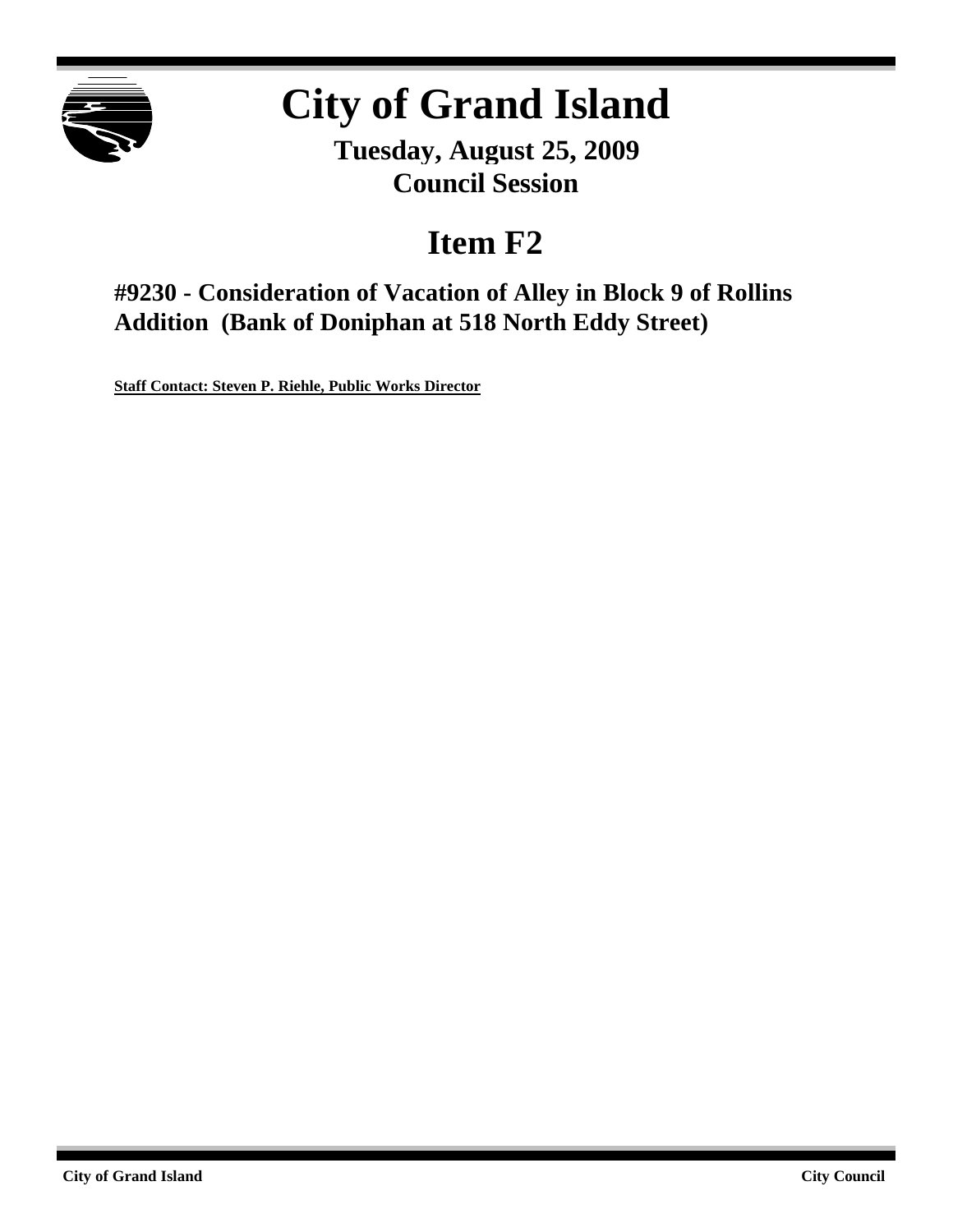# City of Grand Island

**Tuesday, August 25, 2009**
**Council Session**

## Item F2

### #9230 - Consideration of Vacation of Alley in Block 9 of Rollins Addition (Bank of Doniphan at 518 North Eddy Street)

**Staff Contact: Steven P. Riehle, Public Works Director**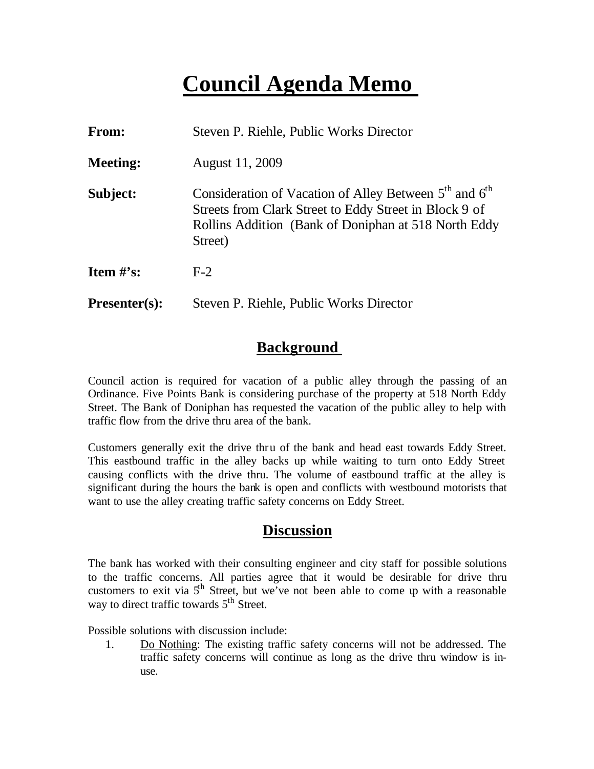# Council Agenda Memo

**From:** Steven P. Riehle, Public Works Director

**Meeting:** August 11, 2009

**Subject:** Consideration of Vacation of Alley Between 5th and 6th Streets from Clark Street to Eddy Street in Block 9 of Rollins Addition (Bank of Doniphan at 518 North Eddy Street)

**Item #'s:** F-2

**Presenter(s):** Steven P. Riehle, Public Works Director

## Background

Council action is required for vacation of a public alley through the passing of an Ordinance. Five Points Bank is considering purchase of the property at 518 North Eddy Street. The Bank of Doniphan has requested the vacation of the public alley to help with traffic flow from the drive thru area of the bank.

Customers generally exit the drive thru of the bank and head east towards Eddy Street. This eastbound traffic in the alley backs up while waiting to turn onto Eddy Street causing conflicts with the drive thru. The volume of eastbound traffic at the alley is significant during the hours the bank is open and conflicts with westbound motorists that want to use the alley creating traffic safety concerns on Eddy Street.

## Discussion

The bank has worked with their consulting engineer and city staff for possible solutions to the traffic concerns. All parties agree that it would be desirable for drive thru customers to exit via 5th Street, but we've not been able to come up with a reasonable way to direct traffic towards 5th Street.

Possible solutions with discussion include:

1. Do Nothing: The existing traffic safety concerns will not be addressed. The traffic safety concerns will continue as long as the drive thru window is in-use.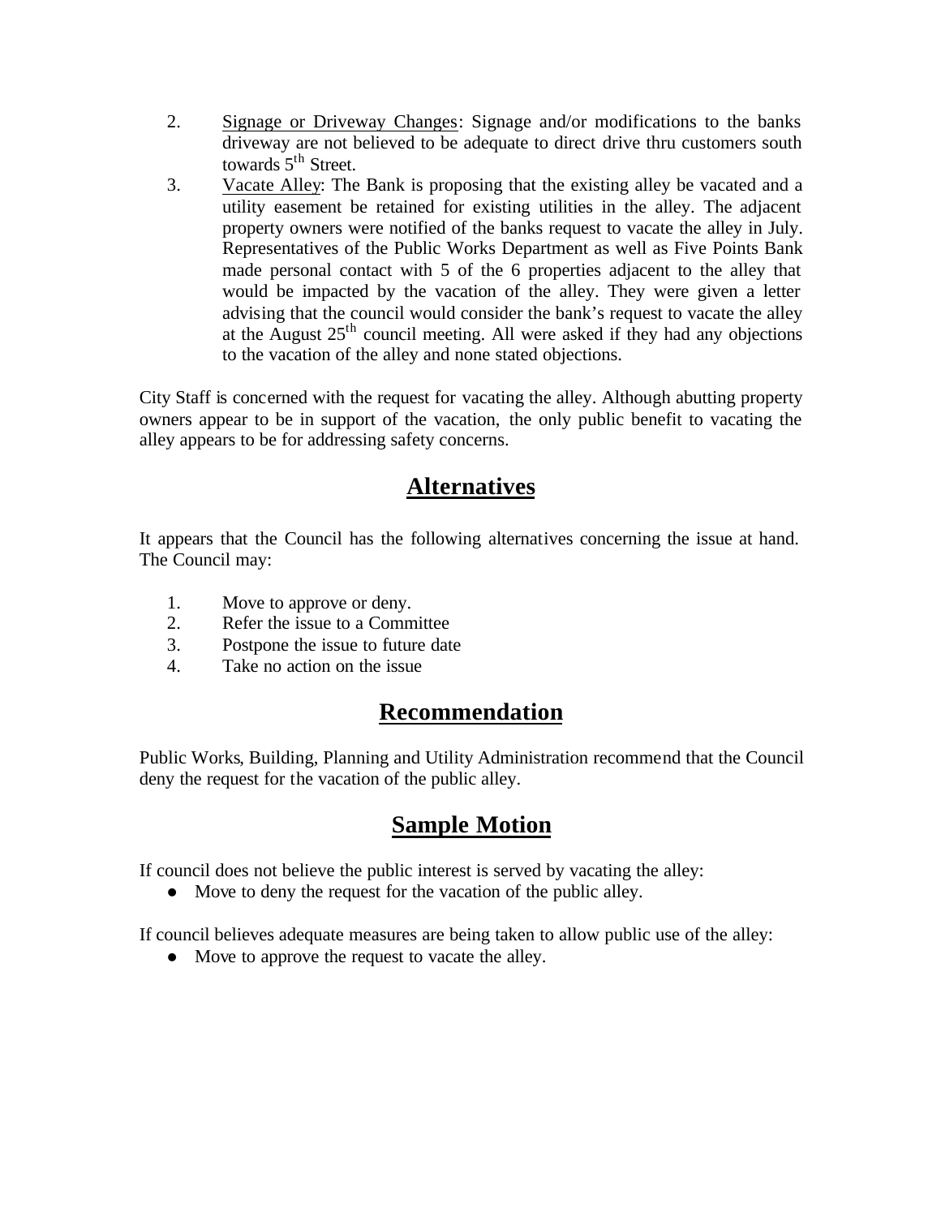2. Signage or Driveway Changes: Signage and/or modifications to the banks driveway are not believed to be adequate to direct drive thru customers south towards 5th Street.
3. Vacate Alley: The Bank is proposing that the existing alley be vacated and a utility easement be retained for existing utilities in the alley. The adjacent property owners were notified of the banks request to vacate the alley in July. Representatives of the Public Works Department as well as Five Points Bank made personal contact with 5 of the 6 properties adjacent to the alley that would be impacted by the vacation of the alley. They were given a letter advising that the council would consider the bank's request to vacate the alley at the August 25th council meeting. All were asked if they had any objections to the vacation of the alley and none stated objections.

City Staff is concerned with the request for vacating the alley. Although abutting property owners appear to be in support of the vacation, the only public benefit to vacating the alley appears to be for addressing safety concerns.

## Alternatives

It appears that the Council has the following alternatives concerning the issue at hand. The Council may:

1. Move to approve or deny.
2. Refer the issue to a Committee
3. Postpone the issue to future date
4. Take no action on the issue

## Recommendation

Public Works, Building, Planning and Utility Administration recommend that the Council deny the request for the vacation of the public alley.

## Sample Motion

If council does not believe the public interest is served by vacating the alley:

- Move to deny the request for the vacation of the public alley.

If council believes adequate measures are being taken to allow public use of the alley:

- Move to approve the request to vacate the alley.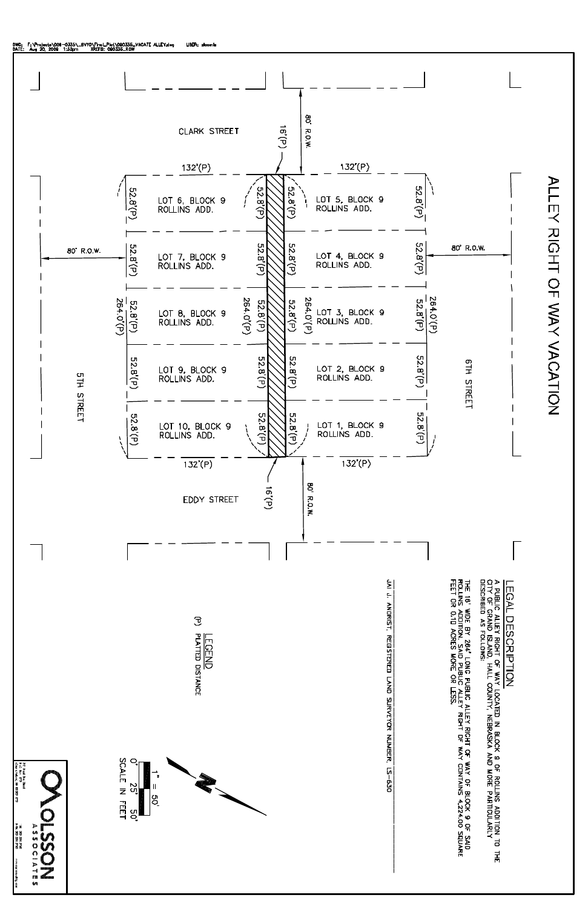DWG: F:\Projects\008-0335\_SVYO\Final_Plat\080335_VACATE ALLEY.dwg USER: sbooms
DATE: Aug 20, 2008 1:32pm XREFS: 080335_ROW

# ALLEY RIGHT OF WAY VACATION

CLARK STREET

EDDY STREET

5TH STREET

6TH STREET

80' R.O.W.

16'(P)

132'(P)

52.8'(P)

264.0'(P)

LOT 1, BLOCK 9 ROLLINS ADD.

LOT 2, BLOCK 9 ROLLINS ADD.

LOT 3, BLOCK 9 ROLLINS ADD.

LOT 4, BLOCK 9 ROLLINS ADD.

LOT 5, BLOCK 9 ROLLINS ADD.

LOT 6, BLOCK 9 ROLLINS ADD.

LOT 7, BLOCK 9 ROLLINS ADD.

LOT 8, BLOCK 9 ROLLINS ADD.

LOT 9, BLOCK 9 ROLLINS ADD.

LOT 10, BLOCK 9 ROLLINS ADD.

## LEGAL DESCRIPTION

A PUBLIC ALLEY RIGHT OF WAY LOCATED IN BLOCK 9 OF ROLINS ADDITION TO THE CITY OF GRAND ISLAND, HALL COUNTY, NEBRASKA AND MORE PARTICULARLY DESCRIBED AS FOLLOWS:

THE 16' WIDE BY 264' LONG PUBLIC ALLEY RIGHT OF WAY OF BLOCK 9 OF SAID ROLLINS ADDITION. SAID PUBLIC ALLEY RIGHT OF WAY CONTAINS 4,224.00 SQUARE FEET OR 0.10 ACRES MORE OR LESS.

JAI J. ANDRIST, REGISTERED LAND SURVEYOR NUMBER, LS-630

LEGEND

(P) PLATTED DISTANCE

1" = 50'

0' 25' 50'

SCALE IN FEET

N

OLSSON ASSOCIATES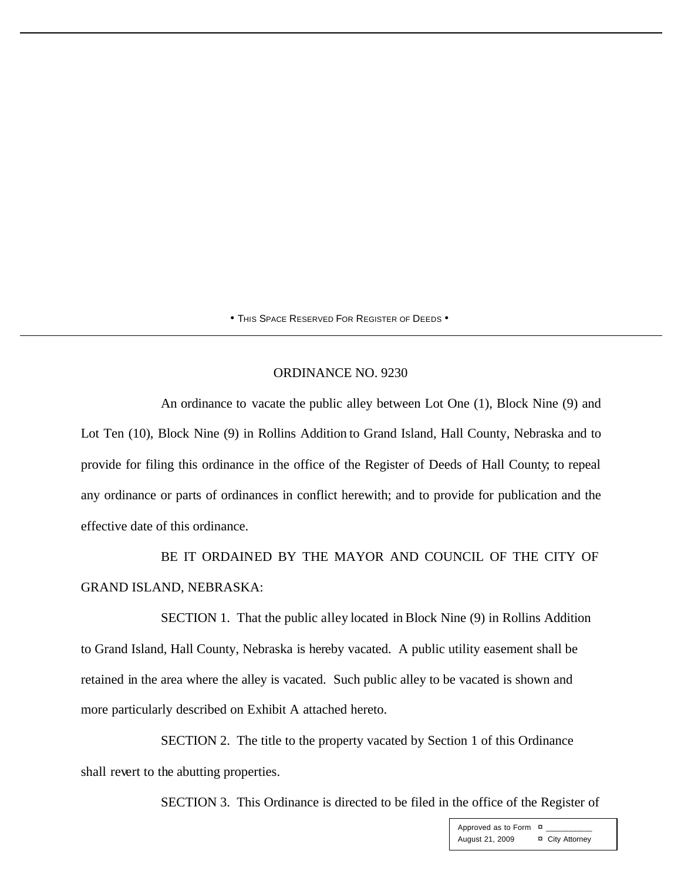• THIS SPACE RESERVED FOR REGISTER OF DEEDS •

ORDINANCE NO. 9230

An ordinance to vacate the public alley between Lot One (1), Block Nine (9) and Lot Ten (10), Block Nine (9) in Rollins Addition to Grand Island, Hall County, Nebraska and to provide for filing this ordinance in the office of the Register of Deeds of Hall County; to repeal any ordinance or parts of ordinances in conflict herewith; and to provide for publication and the effective date of this ordinance.

BE IT ORDAINED BY THE MAYOR AND COUNCIL OF THE CITY OF GRAND ISLAND, NEBRASKA:

SECTION 1. That the public alley located in Block Nine (9) in Rollins Addition to Grand Island, Hall County, Nebraska is hereby vacated. A public utility easement shall be retained in the area where the alley is vacated. Such public alley to be vacated is shown and more particularly described on Exhibit A attached hereto.

SECTION 2. The title to the property vacated by Section 1 of this Ordinance shall revert to the abutting properties.

SECTION 3. This Ordinance is directed to be filed in the office of the Register of

| Approved as to Form | ¤ ___________ |
|---|---|
| August 21, 2009 | ¤ City Attorney |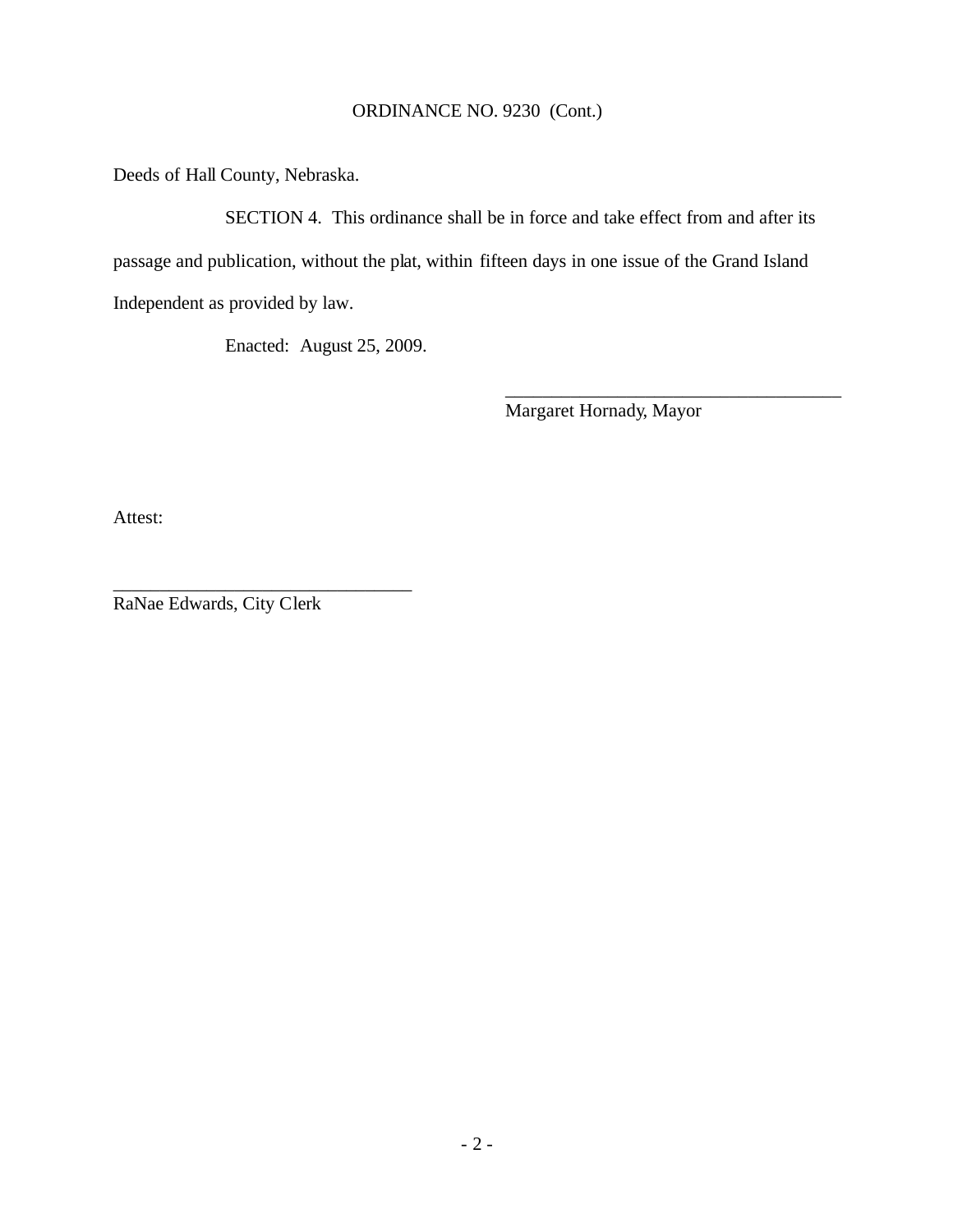ORDINANCE NO. 9230 (Cont.)

Deeds of Hall County, Nebraska.

SECTION 4. This ordinance shall be in force and take effect from and after its passage and publication, without the plat, within fifteen days in one issue of the Grand Island Independent as provided by law.

Enacted: August 25, 2009.

_____________________________________
Margaret Hornady, Mayor

Attest:

_________________________________
RaNae Edwards, City Clerk